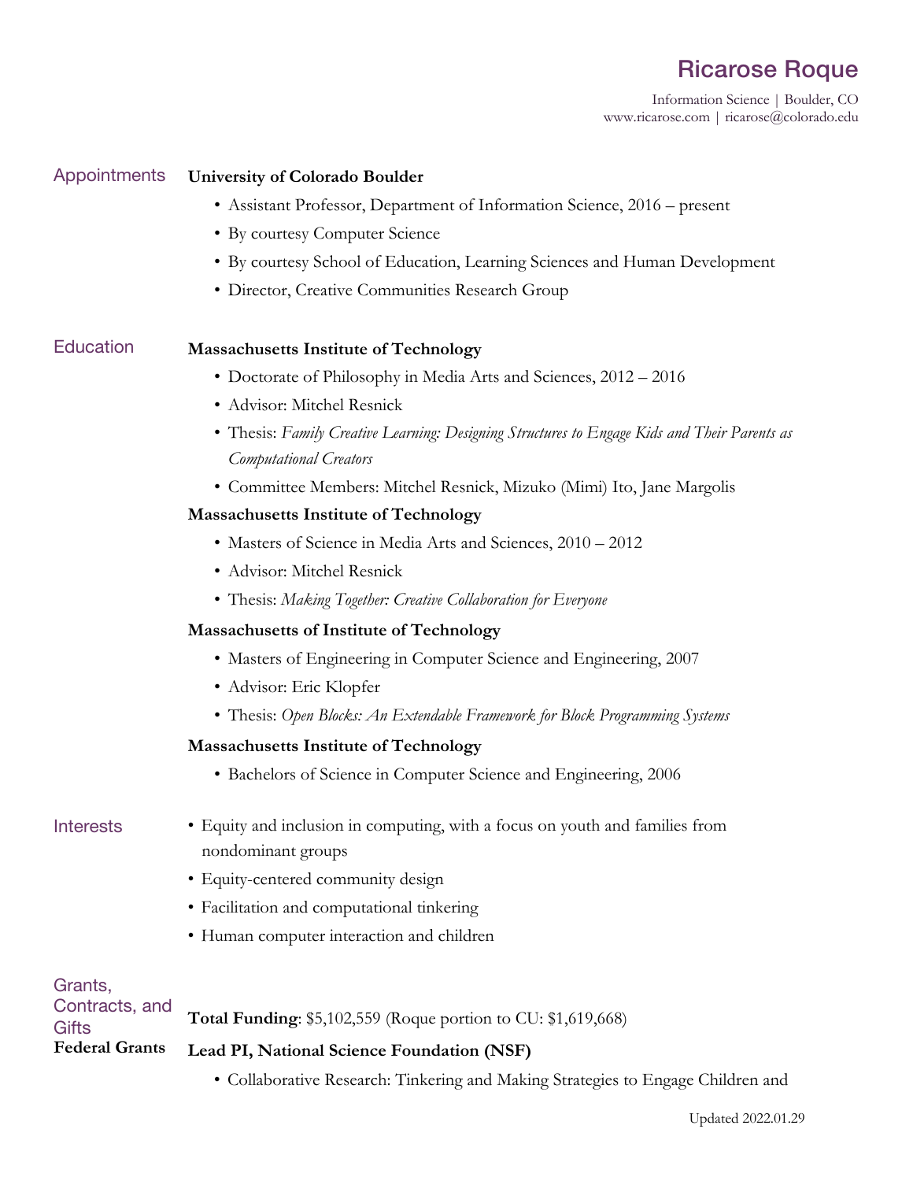# Ricarose Roque

Information Science | Boulder, CO
www.ricarose.com | ricarose@colorado.edu

## Appointments

**University of Colorado Boulder**

- Assistant Professor, Department of Information Science, 2016 – present
- By courtesy Computer Science
- By courtesy School of Education, Learning Sciences and Human Development
- Director, Creative Communities Research Group

## Education

**Massachusetts Institute of Technology**

- Doctorate of Philosophy in Media Arts and Sciences, 2012 – 2016
- Advisor: Mitchel Resnick
- Thesis: *Family Creative Learning: Designing Structures to Engage Kids and Their Parents as Computational Creators*
- Committee Members: Mitchel Resnick, Mizuko (Mimi) Ito, Jane Margolis

**Massachusetts Institute of Technology**

- Masters of Science in Media Arts and Sciences, 2010 – 2012
- Advisor: Mitchel Resnick
- Thesis: *Making Together: Creative Collaboration for Everyone*

**Massachusetts of Institute of Technology**

- Masters of Engineering in Computer Science and Engineering, 2007
- Advisor: Eric Klopfer
- Thesis: *Open Blocks: An Extendable Framework for Block Programming Systems*

**Massachusetts Institute of Technology**

- Bachelors of Science in Computer Science and Engineering, 2006

## Interests

- Equity and inclusion in computing, with a focus on youth and families from nondominant groups
- Equity-centered community design
- Facilitation and computational tinkering
- Human computer interaction and children

## Grants, Contracts, and Gifts

**Total Funding**: $5,102,559 (Roque portion to CU: $1,619,668)

### Federal Grants

**Lead PI, National Science Foundation (NSF)**

- Collaborative Research: Tinkering and Making Strategies to Engage Children and

Updated 2022.01.29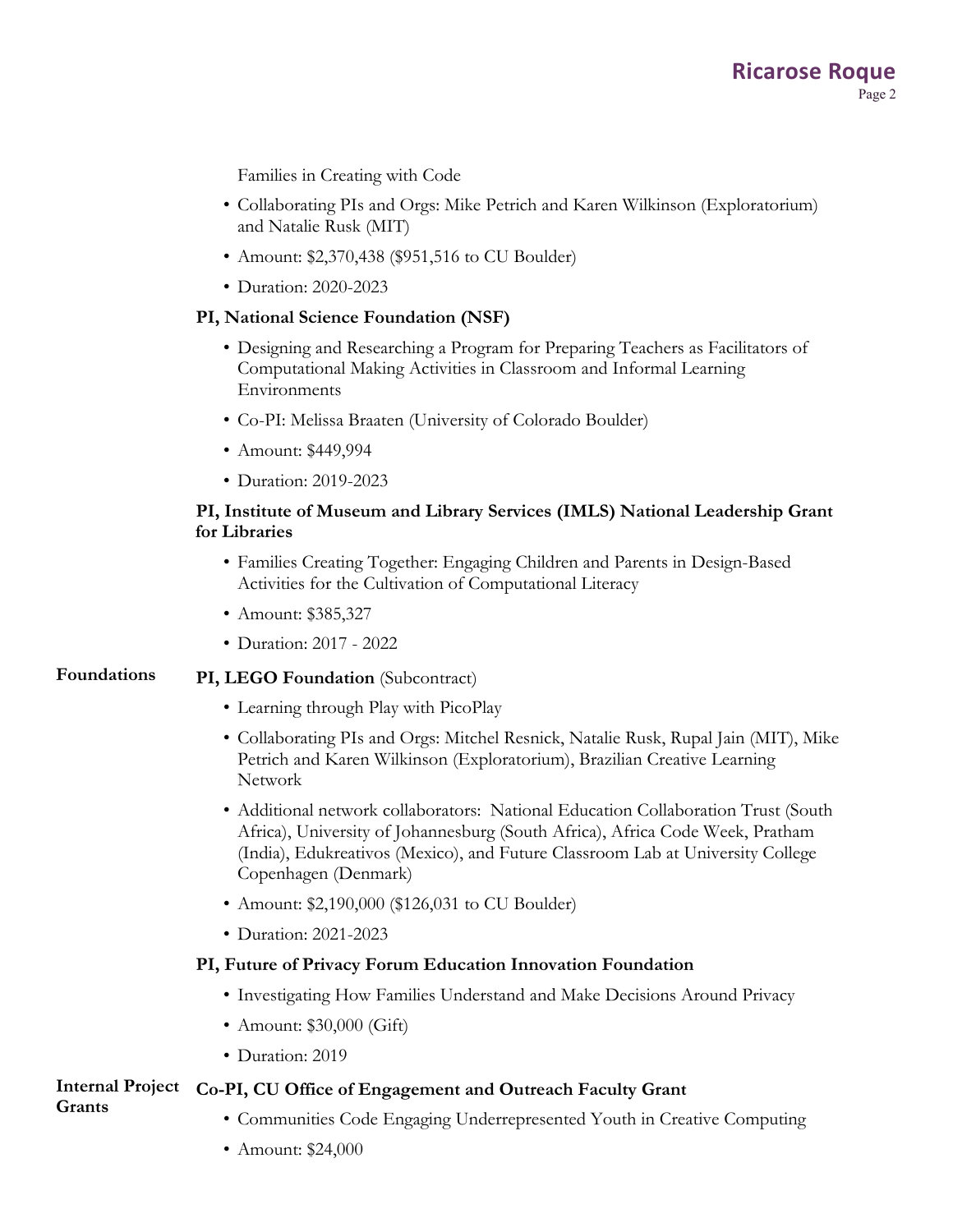Families in Creating with Code

- Collaborating PIs and Orgs: Mike Petrich and Karen Wilkinson (Exploratorium) and Natalie Rusk (MIT)
- Amount: $2,370,438 ($951,516 to CU Boulder)
- Duration: 2020-2023

**PI, National Science Foundation (NSF)**

- Designing and Researching a Program for Preparing Teachers as Facilitators of Computational Making Activities in Classroom and Informal Learning Environments
- Co-PI: Melissa Braaten (University of Colorado Boulder)
- Amount: $449,994
- Duration: 2019-2023

**PI, Institute of Museum and Library Services (IMLS) National Leadership Grant for Libraries**

- Families Creating Together: Engaging Children and Parents in Design-Based Activities for the Cultivation of Computational Literacy
- Amount: $385,327
- Duration: 2017 - 2022

## Foundations

**PI, LEGO Foundation** (Subcontract)

- Learning through Play with PicoPlay
- Collaborating PIs and Orgs: Mitchel Resnick, Natalie Rusk, Rupal Jain (MIT), Mike Petrich and Karen Wilkinson (Exploratorium), Brazilian Creative Learning Network
- Additional network collaborators: National Education Collaboration Trust (South Africa), University of Johannesburg (South Africa), Africa Code Week, Pratham (India), Edukreativos (Mexico), and Future Classroom Lab at University College Copenhagen (Denmark)
- Amount: $2,190,000 ($126,031 to CU Boulder)
- Duration: 2021-2023

**PI, Future of Privacy Forum Education Innovation Foundation**

- Investigating How Families Understand and Make Decisions Around Privacy
- Amount: $30,000 (Gift)
- Duration: 2019

## Internal Project Grants

**Co-PI, CU Office of Engagement and Outreach Faculty Grant**

- Communities Code Engaging Underrepresented Youth in Creative Computing
- Amount: $24,000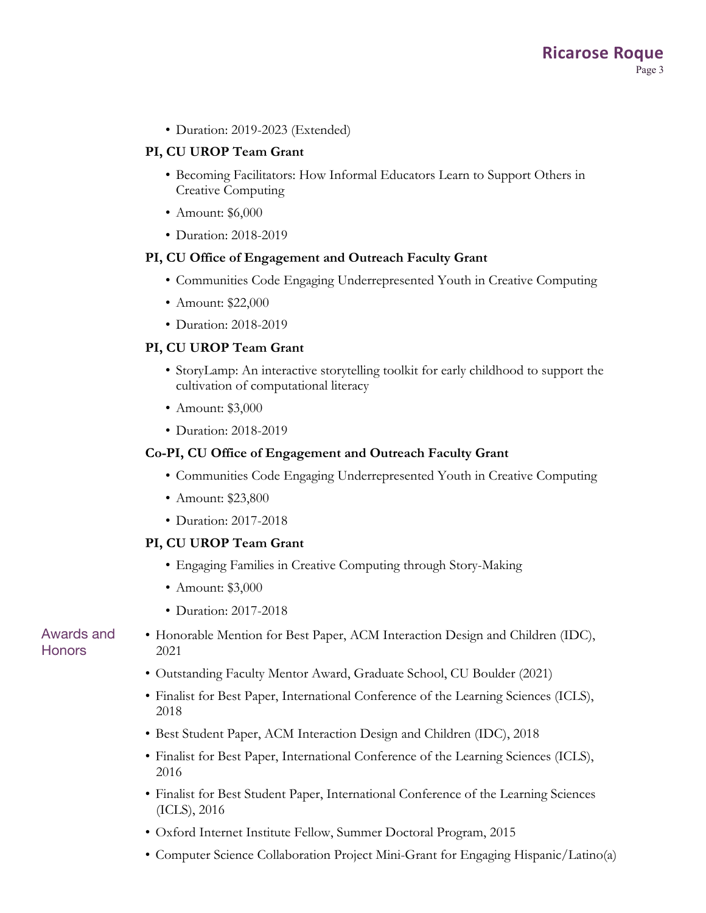- Duration: 2019-2023 (Extended)

**PI, CU UROP Team Grant**

- Becoming Facilitators: How Informal Educators Learn to Support Others in Creative Computing
- Amount: $6,000
- Duration: 2018-2019

**PI, CU Office of Engagement and Outreach Faculty Grant**

- Communities Code Engaging Underrepresented Youth in Creative Computing
- Amount: $22,000
- Duration: 2018-2019

**PI, CU UROP Team Grant**

- StoryLamp: An interactive storytelling toolkit for early childhood to support the cultivation of computational literacy
- Amount: $3,000
- Duration: 2018-2019

**Co-PI, CU Office of Engagement and Outreach Faculty Grant**

- Communities Code Engaging Underrepresented Youth in Creative Computing
- Amount: $23,800
- Duration: 2017-2018

**PI, CU UROP Team Grant**

- Engaging Families in Creative Computing through Story-Making
- Amount: $3,000
- Duration: 2017-2018

## Awards and Honors

- Honorable Mention for Best Paper, ACM Interaction Design and Children (IDC), 2021
- Outstanding Faculty Mentor Award, Graduate School, CU Boulder (2021)
- Finalist for Best Paper, International Conference of the Learning Sciences (ICLS), 2018
- Best Student Paper, ACM Interaction Design and Children (IDC), 2018
- Finalist for Best Paper, International Conference of the Learning Sciences (ICLS), 2016
- Finalist for Best Student Paper, International Conference of the Learning Sciences (ICLS), 2016
- Oxford Internet Institute Fellow, Summer Doctoral Program, 2015
- Computer Science Collaboration Project Mini-Grant for Engaging Hispanic/Latino(a)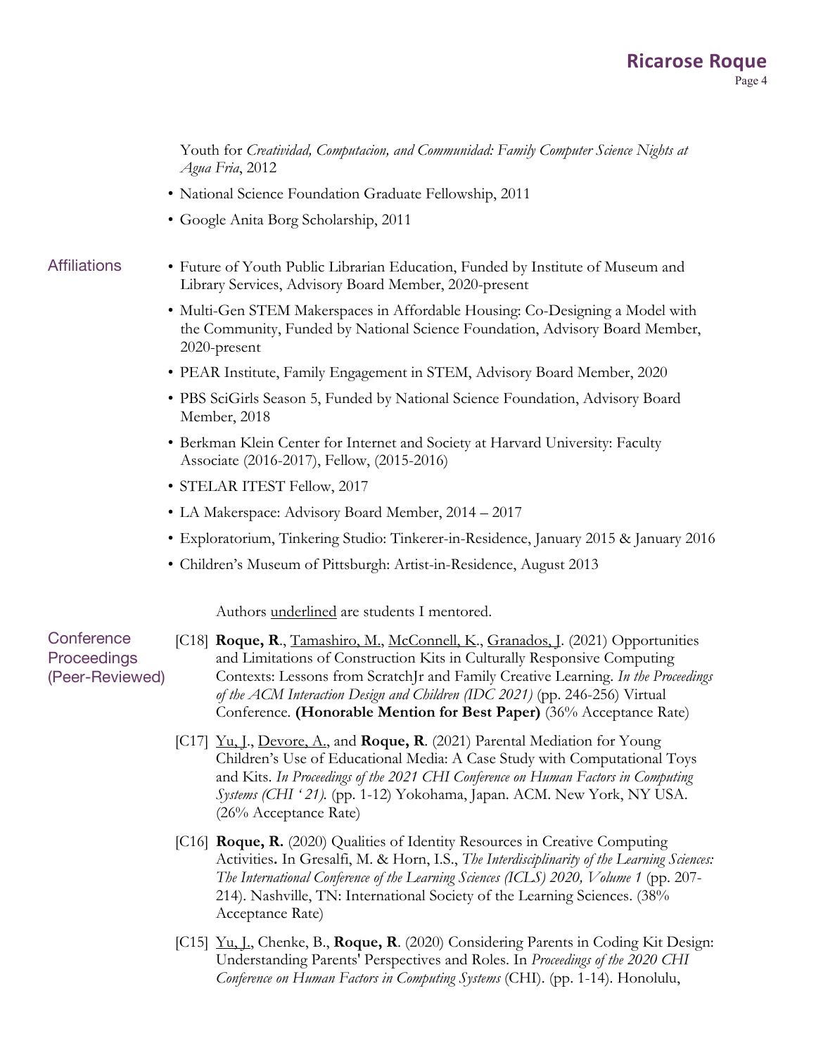Youth for *Creatividad, Computacion, and Communidad: Family Computer Science Nights at Agua Fria*, 2012

- National Science Foundation Graduate Fellowship, 2011
- Google Anita Borg Scholarship, 2011

## Affiliations

- Future of Youth Public Librarian Education, Funded by Institute of Museum and Library Services, Advisory Board Member, 2020-present
- Multi-Gen STEM Makerspaces in Affordable Housing: Co-Designing a Model with the Community, Funded by National Science Foundation, Advisory Board Member, 2020-present
- PEAR Institute, Family Engagement in STEM, Advisory Board Member, 2020
- PBS SciGirls Season 5, Funded by National Science Foundation, Advisory Board Member, 2018
- Berkman Klein Center for Internet and Society at Harvard University: Faculty Associate (2016-2017), Fellow, (2015-2016)
- STELAR ITEST Fellow, 2017
- LA Makerspace: Advisory Board Member, 2014 – 2017
- Exploratorium, Tinkering Studio: Tinkerer-in-Residence, January 2015 & January 2016
- Children's Museum of Pittsburgh: Artist-in-Residence, August 2013

## Conference Proceedings (Peer-Reviewed)

Authors <u>underlined</u> are students I mentored.

[C18] **Roque, R**., <u>Tamashiro, M.</u>, <u>McConnell, K.</u>, <u>Granados, J</u>. (2021) Opportunities and Limitations of Construction Kits in Culturally Responsive Computing Contexts: Lessons from ScratchJr and Family Creative Learning. *In the Proceedings of the ACM Interaction Design and Children (IDC 2021)* (pp. 246-256) Virtual Conference. **(Honorable Mention for Best Paper)** (36% Acceptance Rate)

[C17] <u>Yu, J.</u>, <u>Devore, A.</u>, and **Roque, R**. (2021) Parental Mediation for Young Children's Use of Educational Media: A Case Study with Computational Toys and Kits. *In Proceedings of the 2021 CHI Conference on Human Factors in Computing Systems (CHI '21).* (pp. 1-12) Yokohama, Japan. ACM. New York, NY USA. (26% Acceptance Rate)

[C16] **Roque, R.** (2020) Qualities of Identity Resources in Creative Computing Activities**.** In Gresalfi, M. & Horn, I.S., *The Interdisciplinarity of the Learning Sciences: The International Conference of the Learning Sciences (ICLS) 2020, Volume 1* (pp. 207-214). Nashville, TN: International Society of the Learning Sciences. (38% Acceptance Rate)

[C15] <u>Yu, J.</u>, Chenke, B., **Roque, R**. (2020) Considering Parents in Coding Kit Design: Understanding Parents' Perspectives and Roles. In *Proceedings of the 2020 CHI Conference on Human Factors in Computing Systems* (CHI). (pp. 1-14). Honolulu,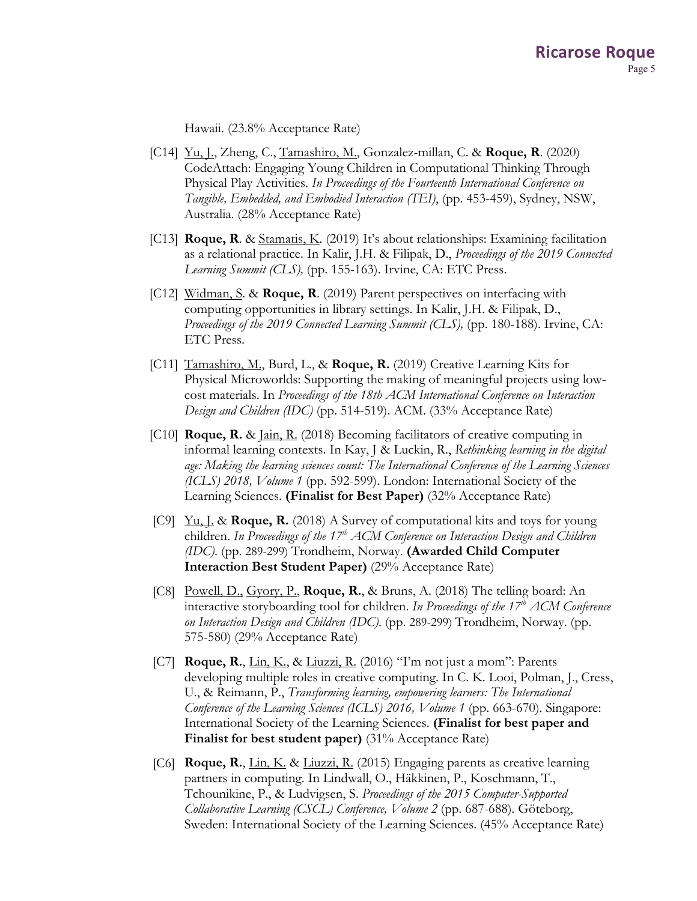Hawaii. (23.8% Acceptance Rate)

[C14] <u>Yu, J.</u>, Zheng, C., <u>Tamashiro, M.</u>, Gonzalez-millan, C. & **Roque, R**. (2020) CodeAttach: Engaging Young Children in Computational Thinking Through Physical Play Activities. *In Proceedings of the Fourteenth International Conference on Tangible, Embedded, and Embodied Interaction (TEI)*, (pp. 453-459), Sydney, NSW, Australia. (28% Acceptance Rate)

[C13] **Roque, R**. & <u>Stamatis, K</u>. (2019) It's about relationships: Examining facilitation as a relational practice. In Kalir, J.H. & Filipak, D., *Proceedings of the 2019 Connected Learning Summit (CLS),* (pp. 155-163). Irvine, CA: ETC Press.

[C12] <u>Widman, S</u>. & **Roque, R**. (2019) Parent perspectives on interfacing with computing opportunities in library settings. In Kalir, J.H. & Filipak, D., *Proceedings of the 2019 Connected Learning Summit (CLS),* (pp. 180-188). Irvine, CA: ETC Press.

[C11] <u>Tamashiro, M.</u>, Burd, L., & **Roque, R.** (2019) Creative Learning Kits for Physical Microworlds: Supporting the making of meaningful projects using low-cost materials. In *Proceedings of the 18th ACM International Conference on Interaction Design and Children (IDC)* (pp. 514-519). ACM. (33% Acceptance Rate)

[C10] **Roque, R.** & <u>Jain, R.</u> (2018) Becoming facilitators of creative computing in informal learning contexts. In Kay, J & Luckin, R., *Rethinking learning in the digital age: Making the learning sciences count: The International Conference of the Learning Sciences (ICLS) 2018, Volume 1* (pp. 592-599). London: International Society of the Learning Sciences. **(Finalist for Best Paper)** (32% Acceptance Rate)

[C9] <u>Yu, J.</u> & **Roque, R.** (2018) A Survey of computational kits and toys for young children. *In Proceedings of the 17th ACM Conference on Interaction Design and Children (IDC).* (pp. 289-299) Trondheim, Norway. **(Awarded Child Computer Interaction Best Student Paper)** (29% Acceptance Rate)

[C8] <u>Powell, D.</u>, <u>Gyory, P.</u>, **Roque, R.**, & Bruns, A. (2018) The telling board: An interactive storyboarding tool for children. *In Proceedings of the 17th ACM Conference on Interaction Design and Children (IDC).* (pp. 289-299) Trondheim, Norway. (pp. 575-580) (29% Acceptance Rate)

[C7] **Roque, R.**, <u>Lin, K.</u>, & <u>Liuzzi, R.</u> (2016) "I'm not just a mom": Parents developing multiple roles in creative computing. In C. K. Looi, Polman, J., Cress, U., & Reimann, P., *Transforming learning, empowering learners: The International Conference of the Learning Sciences (ICLS) 2016, Volume 1* (pp. 663-670). Singapore: International Society of the Learning Sciences. **(Finalist for best paper and Finalist for best student paper)** (31% Acceptance Rate)

[C6] **Roque, R.**, <u>Lin, K.</u> & <u>Liuzzi, R.</u> (2015) Engaging parents as creative learning partners in computing. In Lindwall, O., Häkkinen, P., Koschmann, T., Tchounikine, P., & Ludvigsen, S. *Proceedings of the 2015 Computer-Supported Collaborative Learning (CSCL) Conference, Volume 2* (pp. 687-688). Göteborg, Sweden: International Society of the Learning Sciences. (45% Acceptance Rate)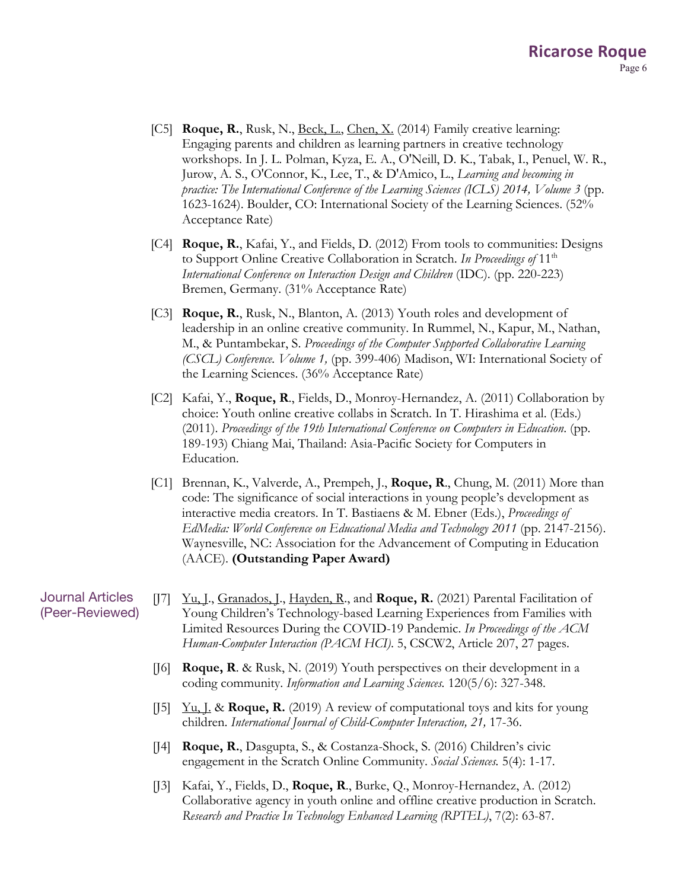[C5] **Roque, R.**, Rusk, N., Beck, L., Chen, X. (2014) Family creative learning: Engaging parents and children as learning partners in creative technology workshops. In J. L. Polman, Kyza, E. A., O'Neill, D. K., Tabak, I., Penuel, W. R., Jurow, A. S., O'Connor, K., Lee, T., & D'Amico, L., *Learning and becoming in practice: The International Conference of the Learning Sciences (ICLS) 2014, Volume 3* (pp. 1623-1624). Boulder, CO: International Society of the Learning Sciences. (52% Acceptance Rate)

[C4] **Roque, R.**, Kafai, Y., and Fields, D. (2012) From tools to communities: Designs to Support Online Creative Collaboration in Scratch. *In Proceedings of* 11th *International Conference on Interaction Design and Children* (IDC). (pp. 220-223) Bremen, Germany. (31% Acceptance Rate)

[C3] **Roque, R.**, Rusk, N., Blanton, A. (2013) Youth roles and development of leadership in an online creative community. In Rummel, N., Kapur, M., Nathan, M., & Puntambekar, S. *Proceedings of the Computer Supported Collaborative Learning (CSCL) Conference. Volume 1,* (pp. 399-406) Madison, WI: International Society of the Learning Sciences. (36% Acceptance Rate)

[C2] Kafai, Y., **Roque, R**., Fields, D., Monroy-Hernandez, A. (2011) Collaboration by choice: Youth online creative collabs in Scratch. In T. Hirashima et al. (Eds.) (2011). *Proceedings of the 19th International Conference on Computers in Education*. (pp. 189-193) Chiang Mai, Thailand: Asia-Pacific Society for Computers in Education.

[C1] Brennan, K., Valverde, A., Prempeh, J., **Roque, R**., Chung, M. (2011) More than code: The significance of social interactions in young people's development as interactive media creators. In T. Bastiaens & M. Ebner (Eds.), *Proceedings of EdMedia: World Conference on Educational Media and Technology 2011* (pp. 2147-2156). Waynesville, NC: Association for the Advancement of Computing in Education (AACE). **(Outstanding Paper Award)**

## Journal Articles (Peer-Reviewed)

[J7] Yu, J., Granados, J., Hayden, R., and **Roque, R.** (2021) Parental Facilitation of Young Children's Technology-based Learning Experiences from Families with Limited Resources During the COVID-19 Pandemic. *In Proceedings of the ACM Human-Computer Interaction (PACM HCI).* 5, CSCW2, Article 207, 27 pages.

[J6] **Roque, R**. & Rusk, N. (2019) Youth perspectives on their development in a coding community. *Information and Learning Sciences.* 120(5/6): 327-348.

[J5] Yu, J. & **Roque, R.** (2019) A review of computational toys and kits for young children. *International Journal of Child-Computer Interaction, 21,* 17-36.

[J4] **Roque, R.**, Dasgupta, S., & Costanza-Shock, S. (2016) Children's civic engagement in the Scratch Online Community. *Social Sciences.* 5(4): 1-17.

[J3] Kafai, Y., Fields, D., **Roque, R**., Burke, Q., Monroy-Hernandez, A. (2012) Collaborative agency in youth online and offline creative production in Scratch. *Research and Practice In Technology Enhanced Learning (RPTEL)*, 7(2): 63-87.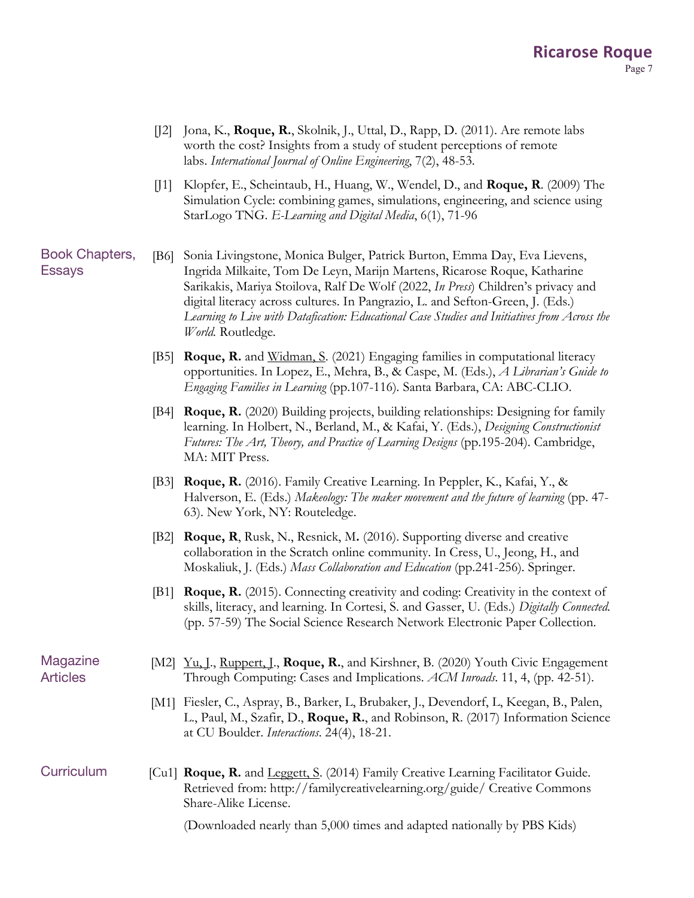[J2] Jona, K., **Roque, R.**, Skolnik, J., Uttal, D., Rapp, D. (2011). Are remote labs worth the cost? Insights from a study of student perceptions of remote labs. *International Journal of Online Engineering*, 7(2), 48-53.

[J1] Klopfer, E., Scheintaub, H., Huang, W., Wendel, D., and **Roque, R**. (2009) The Simulation Cycle: combining games, simulations, engineering, and science using StarLogo TNG. *E-Learning and Digital Media*, 6(1), 71-96

## Book Chapters, Essays

[B6] Sonia Livingstone, Monica Bulger, Patrick Burton, Emma Day, Eva Lievens, Ingrida Milkaite, Tom De Leyn, Marijn Martens, Ricarose Roque, Katharine Sarikakis, Mariya Stoilova, Ralf De Wolf (2022, *In Press*) Children's privacy and digital literacy across cultures. In Pangrazio, L. and Sefton-Green, J. (Eds.) *Learning to Live with Datafication: Educational Case Studies and Initiatives from Across the World.* Routledge.

[B5] **Roque, R.** and <u>Widman, S</u>. (2021) Engaging families in computational literacy opportunities. In Lopez, E., Mehra, B., & Caspe, M. (Eds.), *A Librarian's Guide to Engaging Families in Learning* (pp.107-116). Santa Barbara, CA: ABC-CLIO.

[B4] **Roque, R.** (2020) Building projects, building relationships: Designing for family learning. In Holbert, N., Berland, M., & Kafai, Y. (Eds.), *Designing Constructionist Futures: The Art, Theory, and Practice of Learning Designs* (pp.195-204). Cambridge, MA: MIT Press.

[B3] **Roque, R.** (2016). Family Creative Learning. In Peppler, K., Kafai, Y., & Halverson, E. (Eds.) *Makeology: The maker movement and the future of learning* (pp. 47-63). New York, NY: Routeledge.

[B2] **Roque, R**, Rusk, N., Resnick, M**.** (2016). Supporting diverse and creative collaboration in the Scratch online community. In Cress, U., Jeong, H., and Moskaliuk, J. (Eds.) *Mass Collaboration and Education* (pp.241-256). Springer.

[B1] **Roque, R.** (2015). Connecting creativity and coding: Creativity in the context of skills, literacy, and learning. In Cortesi, S. and Gasser, U. (Eds.) *Digitally Connected.* (pp. 57-59) The Social Science Research Network Electronic Paper Collection.

## Magazine Articles

[M2] <u>Yu, J</u>., <u>Ruppert, J</u>., **Roque, R.**, and Kirshner, B. (2020) Youth Civic Engagement Through Computing: Cases and Implications. *ACM Inroads*. 11, 4, (pp. 42-51).

[M1] Fiesler, C., Aspray, B., Barker, L, Brubaker, J., Devendorf, L, Keegan, B., Palen, L., Paul, M., Szafir, D., **Roque, R.**, and Robinson, R. (2017) Information Science at CU Boulder. *Interactions*. 24(4), 18-21.

## Curriculum

[Cu1] **Roque, R.** and <u>Leggett, S</u>. (2014) Family Creative Learning Facilitator Guide. Retrieved from: http://familycreativelearning.org/guide/ Creative Commons Share-Alike License.

(Downloaded nearly than 5,000 times and adapted nationally by PBS Kids)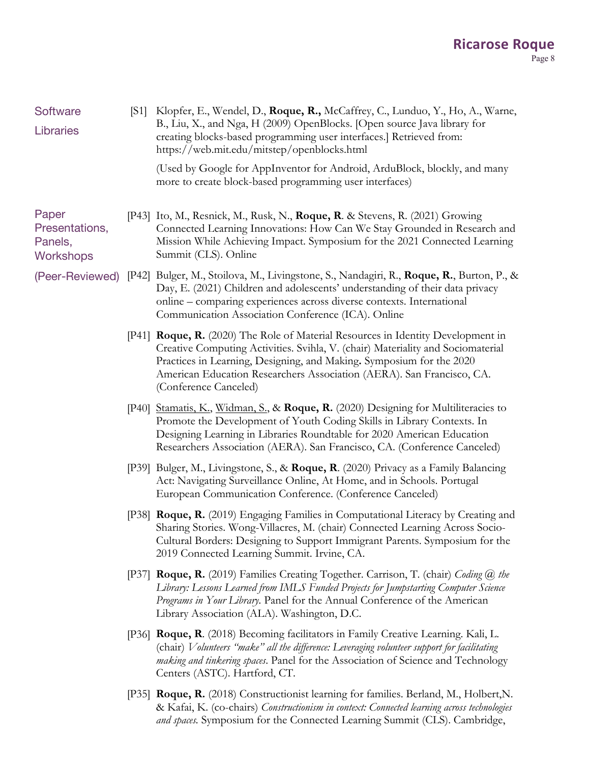## Software Libraries

[S1] Klopfer, E., Wendel, D., **Roque, R.,** McCaffrey, C., Lunduo, Y., Ho, A., Warne, B., Liu, X., and Nga, H (2009) OpenBlocks. [Open source Java library for creating blocks-based programming user interfaces.] Retrieved from: https://web.mit.edu/mitstep/openblocks.html

(Used by Google for AppInventor for Android, ArduBlock, blockly, and many more to create block-based programming user interfaces)

## Paper Presentations, Panels, Workshops (Peer-Reviewed)

[P43] Ito, M., Resnick, M., Rusk, N., **Roque, R**. & Stevens, R. (2021) Growing Connected Learning Innovations: How Can We Stay Grounded in Research and Mission While Achieving Impact. Symposium for the 2021 Connected Learning Summit (CLS). Online

[P42] Bulger, M., Stoilova, M., Livingstone, S., Nandagiri, R., **Roque, R.**, Burton, P., & Day, E. (2021) Children and adolescents' understanding of their data privacy online – comparing experiences across diverse contexts. International Communication Association Conference (ICA). Online

[P41] **Roque, R.** (2020) The Role of Material Resources in Identity Development in Creative Computing Activities. Svihla, V. (chair) Materiality and Sociomaterial Practices in Learning, Designing, and Making**.** Symposium for the 2020 American Education Researchers Association (AERA). San Francisco, CA. (Conference Canceled)

[P40] <u>Stamatis, K.</u>, <u>Widman, S.</u>, & **Roque, R.** (2020) Designing for Multiliteracies to Promote the Development of Youth Coding Skills in Library Contexts. In Designing Learning in Libraries Roundtable for 2020 American Education Researchers Association (AERA). San Francisco, CA. (Conference Canceled)

[P39] Bulger, M., Livingstone, S., & **Roque, R**. (2020) Privacy as a Family Balancing Act: Navigating Surveillance Online, At Home, and in Schools. Portugal European Communication Conference. (Conference Canceled)

[P38] **Roque, R.** (2019) Engaging Families in Computational Literacy by Creating and Sharing Stories. Wong-Villacres, M. (chair) Connected Learning Across Socio-Cultural Borders: Designing to Support Immigrant Parents. Symposium for the 2019 Connected Learning Summit. Irvine, CA.

[P37] **Roque, R.** (2019) Families Creating Together. Carrison, T. (chair) *Coding @ the Library: Lessons Learned from IMLS Funded Projects for Jumpstarting Computer Science Programs in Your Library.* Panel for the Annual Conference of the American Library Association (ALA). Washington, D.C.

[P36] **Roque, R**. (2018) Becoming facilitators in Family Creative Learning. Kali, L. (chair) *Volunteers "make" all the difference: Leveraging volunteer support for facilitating making and tinkering spaces*. Panel for the Association of Science and Technology Centers (ASTC). Hartford, CT.

[P35] **Roque, R.** (2018) Constructionist learning for families. Berland, M., Holbert,N. & Kafai, K. (co-chairs) *Constructionism in context: Connected learning across technologies and spaces.* Symposium for the Connected Learning Summit (CLS). Cambridge,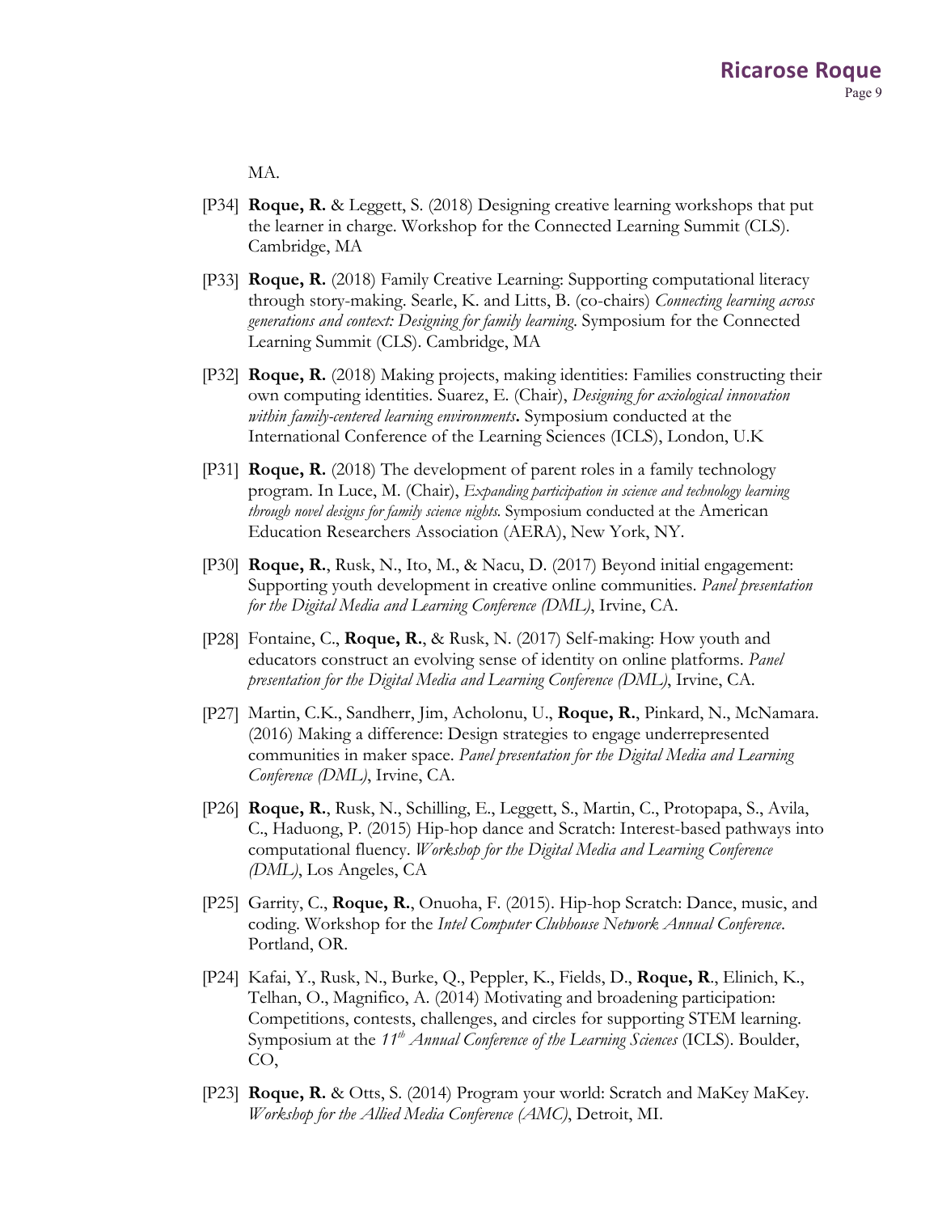MA.

[P34] **Roque, R.** & Leggett, S. (2018) Designing creative learning workshops that put the learner in charge. Workshop for the Connected Learning Summit (CLS). Cambridge, MA

[P33] **Roque, R.** (2018) Family Creative Learning: Supporting computational literacy through story-making. Searle, K. and Litts, B. (co-chairs) *Connecting learning across generations and context: Designing for family learning*. Symposium for the Connected Learning Summit (CLS). Cambridge, MA

[P32] **Roque, R.** (2018) Making projects, making identities: Families constructing their own computing identities. Suarez, E. (Chair), *Designing for axiological innovation within family-centered learning environments***.** Symposium conducted at the International Conference of the Learning Sciences (ICLS), London, U.K

[P31] **Roque, R.** (2018) The development of parent roles in a family technology program. In Luce, M. (Chair), *Expanding participation in science and technology learning through novel designs for family science nights*. Symposium conducted at the American Education Researchers Association (AERA), New York, NY.

[P30] **Roque, R.**, Rusk, N., Ito, M., & Nacu, D. (2017) Beyond initial engagement: Supporting youth development in creative online communities. *Panel presentation for the Digital Media and Learning Conference (DML)*, Irvine, CA.

[P28] Fontaine, C., **Roque, R.**, & Rusk, N. (2017) Self-making: How youth and educators construct an evolving sense of identity on online platforms. *Panel presentation for the Digital Media and Learning Conference (DML)*, Irvine, CA.

[P27] Martin, C.K., Sandherr, Jim, Acholonu, U., **Roque, R.**, Pinkard, N., McNamara. (2016) Making a difference: Design strategies to engage underrepresented communities in maker space. *Panel presentation for the Digital Media and Learning Conference (DML)*, Irvine, CA.

[P26] **Roque, R.**, Rusk, N., Schilling, E., Leggett, S., Martin, C., Protopapa, S., Avila, C., Haduong, P. (2015) Hip-hop dance and Scratch: Interest-based pathways into computational fluency. *Workshop for the Digital Media and Learning Conference (DML)*, Los Angeles, CA

[P25] Garrity, C., **Roque, R.**, Onuoha, F. (2015). Hip-hop Scratch: Dance, music, and coding. Workshop for the *Intel Computer Clubhouse Network Annual Conference*. Portland, OR.

[P24] Kafai, Y., Rusk, N., Burke, Q., Peppler, K., Fields, D., **Roque, R**., Elinich, K., Telhan, O., Magnifico, A. (2014) Motivating and broadening participation: Competitions, contests, challenges, and circles for supporting STEM learning. Symposium at the *11th Annual Conference of the Learning Sciences* (ICLS). Boulder, CO,

[P23] **Roque, R.** & Otts, S. (2014) Program your world: Scratch and MaKey MaKey. *Workshop for the Allied Media Conference (AMC)*, Detroit, MI.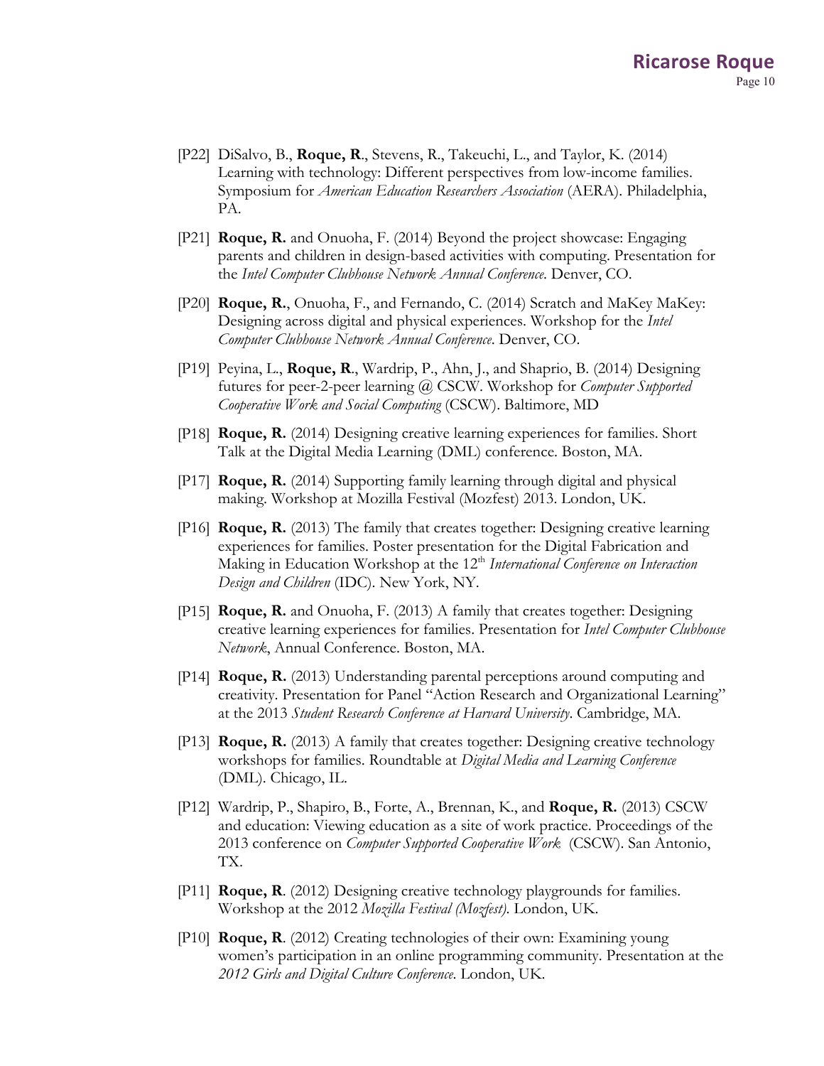[P22] DiSalvo, B., **Roque, R**., Stevens, R., Takeuchi, L., and Taylor, K. (2014) Learning with technology: Different perspectives from low-income families. Symposium for *American Education Researchers Association* (AERA). Philadelphia, PA.

[P21] **Roque, R.** and Onuoha, F. (2014) Beyond the project showcase: Engaging parents and children in design-based activities with computing. Presentation for the *Intel Computer Clubhouse Network Annual Conference*. Denver, CO.

[P20] **Roque, R**., Onuoha, F., and Fernando, C. (2014) Scratch and MaKey MaKey: Designing across digital and physical experiences. Workshop for the *Intel Computer Clubhouse Network Annual Conference*. Denver, CO.

[P19] Peyina, L., **Roque, R**., Wardrip, P., Ahn, J., and Shaprio, B. (2014) Designing futures for peer-2-peer learning @ CSCW. Workshop for *Computer Supported Cooperative Work and Social Computing* (CSCW). Baltimore, MD

[P18] **Roque, R.** (2014) Designing creative learning experiences for families. Short Talk at the Digital Media Learning (DML) conference. Boston, MA.

[P17] **Roque, R.** (2014) Supporting family learning through digital and physical making. Workshop at Mozilla Festival (Mozfest) 2013. London, UK.

[P16] **Roque, R.** (2013) The family that creates together: Designing creative learning experiences for families. Poster presentation for the Digital Fabrication and Making in Education Workshop at the 12th *International Conference on Interaction Design and Children* (IDC). New York, NY.

[P15] **Roque, R.** and Onuoha, F. (2013) A family that creates together: Designing creative learning experiences for families. Presentation for *Intel Computer Clubhouse Network*, Annual Conference. Boston, MA.

[P14] **Roque, R.** (2013) Understanding parental perceptions around computing and creativity. Presentation for Panel "Action Research and Organizational Learning" at the 2013 *Student Research Conference at Harvard University*. Cambridge, MA.

[P13] **Roque, R.** (2013) A family that creates together: Designing creative technology workshops for families. Roundtable at *Digital Media and Learning Conference* (DML). Chicago, IL.

[P12] Wardrip, P., Shapiro, B., Forte, A., Brennan, K., and **Roque, R.** (2013) CSCW and education: Viewing education as a site of work practice. Proceedings of the 2013 conference on *Computer Supported Cooperative Work* (CSCW). San Antonio, TX.

[P11] **Roque, R**. (2012) Designing creative technology playgrounds for families. Workshop at the 2012 *Mozilla Festival (Mozfest)*. London, UK.

[P10] **Roque, R**. (2012) Creating technologies of their own: Examining young women's participation in an online programming community. Presentation at the *2012 Girls and Digital Culture Conference*. London, UK.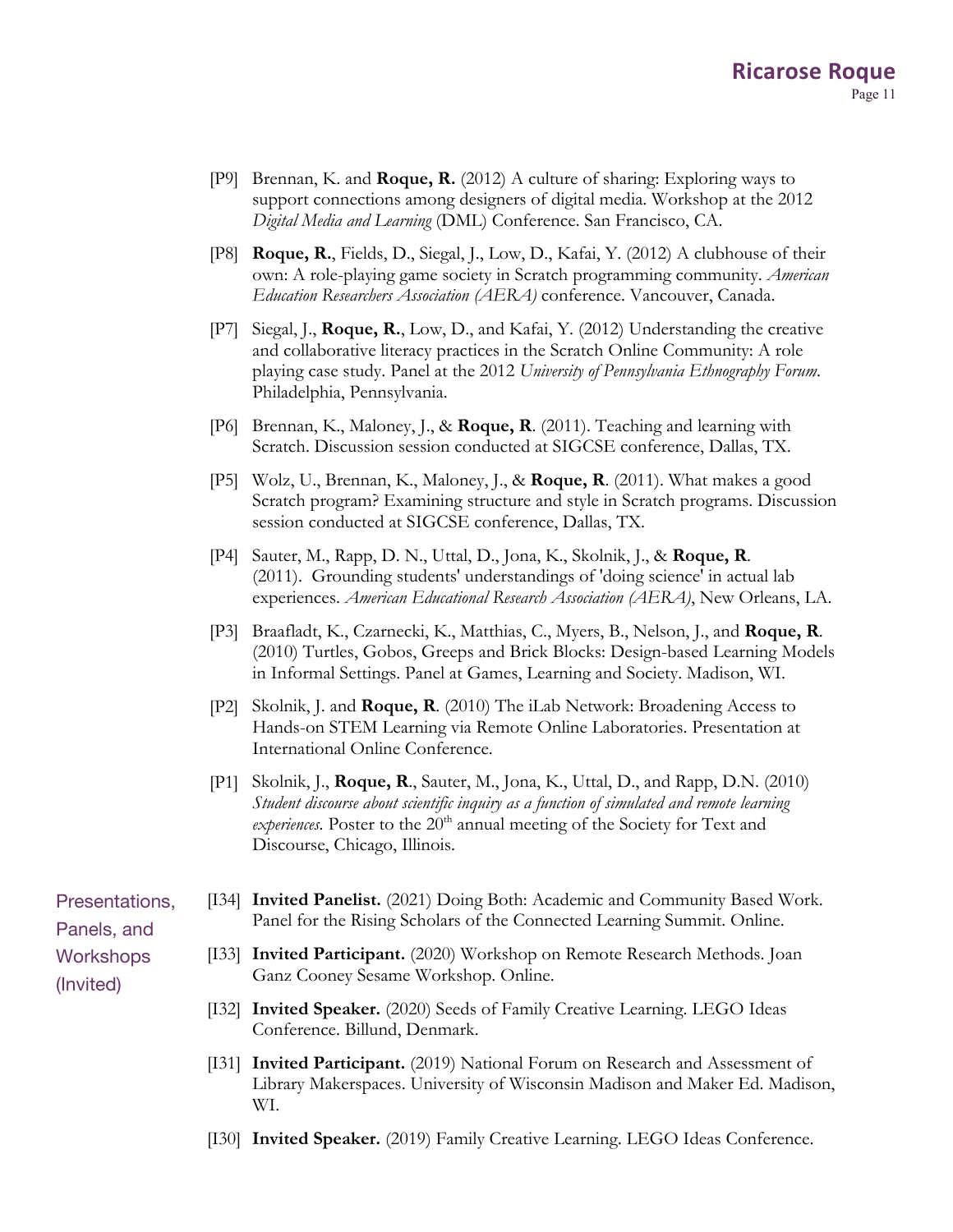[P9] Brennan, K. and **Roque, R.** (2012) A culture of sharing: Exploring ways to support connections among designers of digital media. Workshop at the 2012 *Digital Media and Learning* (DML) Conference. San Francisco, CA.

[P8] **Roque, R.**, Fields, D., Siegal, J., Low, D., Kafai, Y. (2012) A clubhouse of their own: A role-playing game society in Scratch programming community. *American Education Researchers Association (AERA)* conference. Vancouver, Canada.

[P7] Siegal, J., **Roque, R.**, Low, D., and Kafai, Y. (2012) Understanding the creative and collaborative literacy practices in the Scratch Online Community: A role playing case study. Panel at the 2012 *University of Pennsylvania Ethnography Forum*. Philadelphia, Pennsylvania.

[P6] Brennan, K., Maloney, J., & **Roque, R**. (2011). Teaching and learning with Scratch. Discussion session conducted at SIGCSE conference, Dallas, TX.

[P5] Wolz, U., Brennan, K., Maloney, J., & **Roque, R**. (2011). What makes a good Scratch program? Examining structure and style in Scratch programs. Discussion session conducted at SIGCSE conference, Dallas, TX.

[P4] Sauter, M., Rapp, D. N., Uttal, D., Jona, K., Skolnik, J., & **Roque, R**. (2011). Grounding students' understandings of 'doing science' in actual lab experiences. *American Educational Research Association (AERA)*, New Orleans, LA.

[P3] Braafladt, K., Czarnecki, K., Matthias, C., Myers, B., Nelson, J., and **Roque, R**. (2010) Turtles, Gobos, Greeps and Brick Blocks: Design-based Learning Models in Informal Settings. Panel at Games, Learning and Society. Madison, WI.

[P2] Skolnik, J. and **Roque, R**. (2010) The iLab Network: Broadening Access to Hands-on STEM Learning via Remote Online Laboratories. Presentation at International Online Conference.

[P1] Skolnik, J., **Roque, R**., Sauter, M., Jona, K., Uttal, D., and Rapp, D.N. (2010) *Student discourse about scientific inquiry as a function of simulated and remote learning experiences.* Poster to the 20th annual meeting of the Society for Text and Discourse, Chicago, Illinois.

## Presentations, Panels, and Workshops (Invited)

[I34] **Invited Panelist.** (2021) Doing Both: Academic and Community Based Work. Panel for the Rising Scholars of the Connected Learning Summit. Online.

[I33] **Invited Participant.** (2020) Workshop on Remote Research Methods. Joan Ganz Cooney Sesame Workshop. Online.

[I32] **Invited Speaker.** (2020) Seeds of Family Creative Learning. LEGO Ideas Conference. Billund, Denmark.

[I31] **Invited Participant.** (2019) National Forum on Research and Assessment of Library Makerspaces. University of Wisconsin Madison and Maker Ed. Madison, WI.

[I30] **Invited Speaker.** (2019) Family Creative Learning. LEGO Ideas Conference.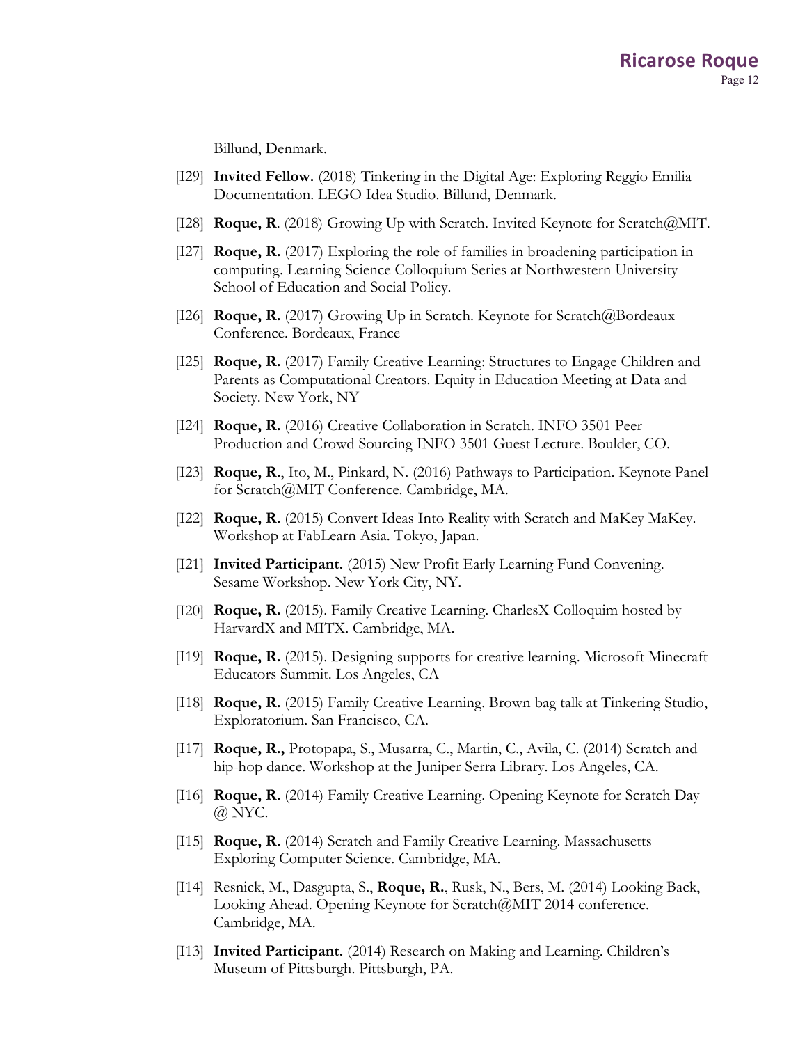Billund, Denmark.

[I29] **Invited Fellow.** (2018) Tinkering in the Digital Age: Exploring Reggio Emilia Documentation. LEGO Idea Studio. Billund, Denmark.

[I28] **Roque, R**. (2018) Growing Up with Scratch. Invited Keynote for Scratch@MIT.

[I27] **Roque, R.** (2017) Exploring the role of families in broadening participation in computing. Learning Science Colloquium Series at Northwestern University School of Education and Social Policy.

[I26] **Roque, R.** (2017) Growing Up in Scratch. Keynote for Scratch@Bordeaux Conference. Bordeaux, France

[I25] **Roque, R.** (2017) Family Creative Learning: Structures to Engage Children and Parents as Computational Creators. Equity in Education Meeting at Data and Society. New York, NY

[I24] **Roque, R.** (2016) Creative Collaboration in Scratch. INFO 3501 Peer Production and Crowd Sourcing INFO 3501 Guest Lecture. Boulder, CO.

[I23] **Roque, R.**, Ito, M., Pinkard, N. (2016) Pathways to Participation. Keynote Panel for Scratch@MIT Conference. Cambridge, MA.

[I22] **Roque, R.** (2015) Convert Ideas Into Reality with Scratch and MaKey MaKey. Workshop at FabLearn Asia. Tokyo, Japan.

[I21] **Invited Participant.** (2015) New Profit Early Learning Fund Convening. Sesame Workshop. New York City, NY.

[I20] **Roque, R.** (2015). Family Creative Learning. CharlesX Colloquim hosted by HarvardX and MITX. Cambridge, MA.

[I19] **Roque, R.** (2015). Designing supports for creative learning. Microsoft Minecraft Educators Summit. Los Angeles, CA

[I18] **Roque, R.** (2015) Family Creative Learning. Brown bag talk at Tinkering Studio, Exploratorium. San Francisco, CA.

[I17] **Roque, R.,** Protopapa, S., Musarra, C., Martin, C., Avila, C. (2014) Scratch and hip-hop dance. Workshop at the Juniper Serra Library. Los Angeles, CA.

[I16] **Roque, R.** (2014) Family Creative Learning. Opening Keynote for Scratch Day @ NYC.

[I15] **Roque, R.** (2014) Scratch and Family Creative Learning. Massachusetts Exploring Computer Science. Cambridge, MA.

[I14] Resnick, M., Dasgupta, S., **Roque, R.**, Rusk, N., Bers, M. (2014) Looking Back, Looking Ahead. Opening Keynote for Scratch@MIT 2014 conference. Cambridge, MA.

[I13] **Invited Participant.** (2014) Research on Making and Learning. Children's Museum of Pittsburgh. Pittsburgh, PA.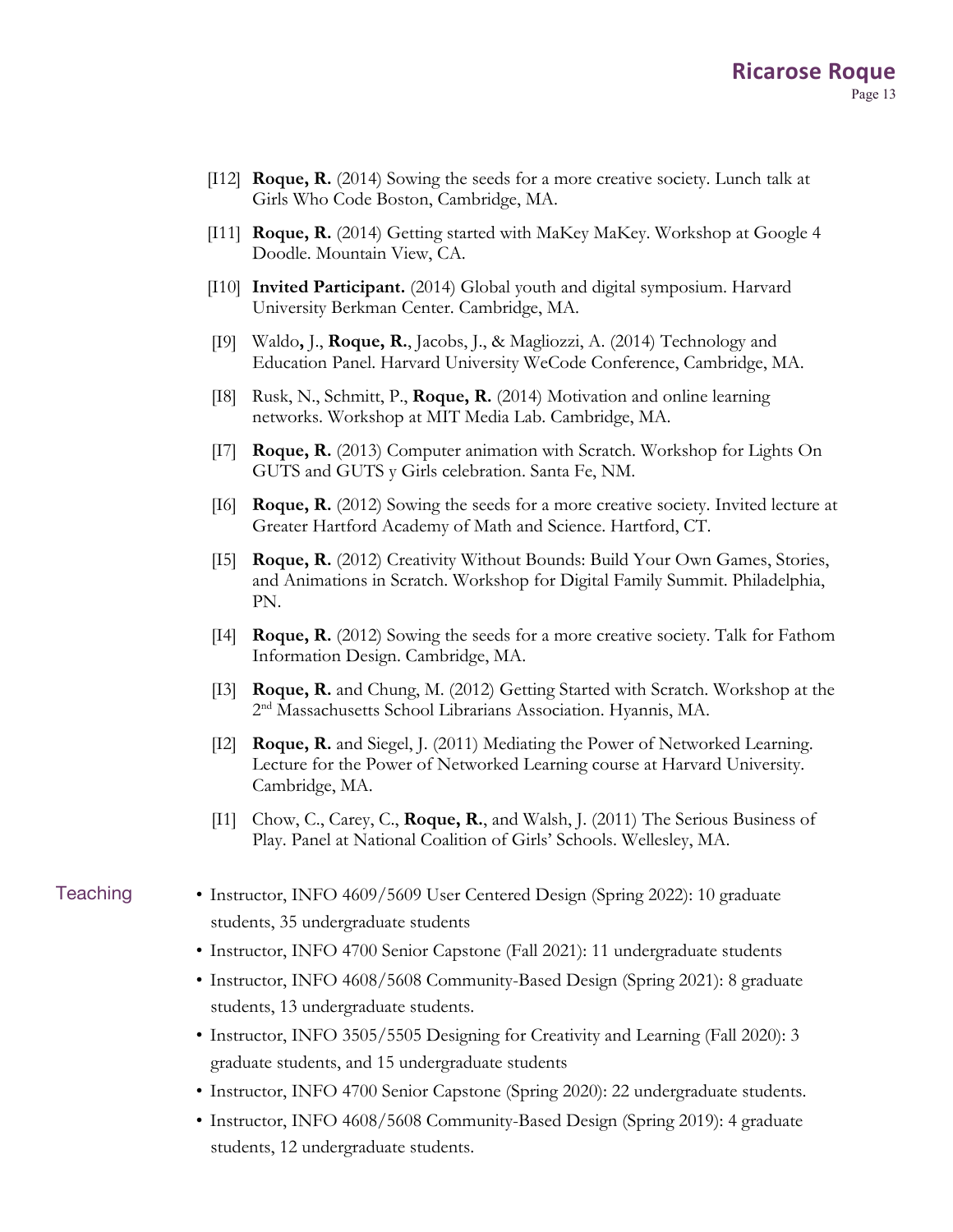[I12] **Roque, R.** (2014) Sowing the seeds for a more creative society. Lunch talk at Girls Who Code Boston, Cambridge, MA.

[I11] **Roque, R.** (2014) Getting started with MaKey MaKey. Workshop at Google 4 Doodle. Mountain View, CA.

[I10] **Invited Participant.** (2014) Global youth and digital symposium. Harvard University Berkman Center. Cambridge, MA.

[I9] Waldo, J., **Roque, R.**, Jacobs, J., & Magliozzi, A. (2014) Technology and Education Panel. Harvard University WeCode Conference, Cambridge, MA.

[I8] Rusk, N., Schmitt, P., **Roque, R.** (2014) Motivation and online learning networks. Workshop at MIT Media Lab. Cambridge, MA.

[I7] **Roque, R.** (2013) Computer animation with Scratch. Workshop for Lights On GUTS and GUTS y Girls celebration. Santa Fe, NM.

[I6] **Roque, R.** (2012) Sowing the seeds for a more creative society. Invited lecture at Greater Hartford Academy of Math and Science. Hartford, CT.

[I5] **Roque, R.** (2012) Creativity Without Bounds: Build Your Own Games, Stories, and Animations in Scratch. Workshop for Digital Family Summit. Philadelphia, PN.

[I4] **Roque, R.** (2012) Sowing the seeds for a more creative society. Talk for Fathom Information Design. Cambridge, MA.

[I3] **Roque, R.** and Chung, M. (2012) Getting Started with Scratch. Workshop at the 2nd Massachusetts School Librarians Association. Hyannis, MA.

[I2] **Roque, R.** and Siegel, J. (2011) Mediating the Power of Networked Learning. Lecture for the Power of Networked Learning course at Harvard University. Cambridge, MA.

[I1] Chow, C., Carey, C., **Roque, R.**, and Walsh, J. (2011) The Serious Business of Play. Panel at National Coalition of Girls' Schools. Wellesley, MA.

## Teaching

- Instructor, INFO 4609/5609 User Centered Design (Spring 2022): 10 graduate students, 35 undergraduate students
- Instructor, INFO 4700 Senior Capstone (Fall 2021): 11 undergraduate students
- Instructor, INFO 4608/5608 Community-Based Design (Spring 2021): 8 graduate students, 13 undergraduate students.
- Instructor, INFO 3505/5505 Designing for Creativity and Learning (Fall 2020): 3 graduate students, and 15 undergraduate students
- Instructor, INFO 4700 Senior Capstone (Spring 2020): 22 undergraduate students.
- Instructor, INFO 4608/5608 Community-Based Design (Spring 2019): 4 graduate students, 12 undergraduate students.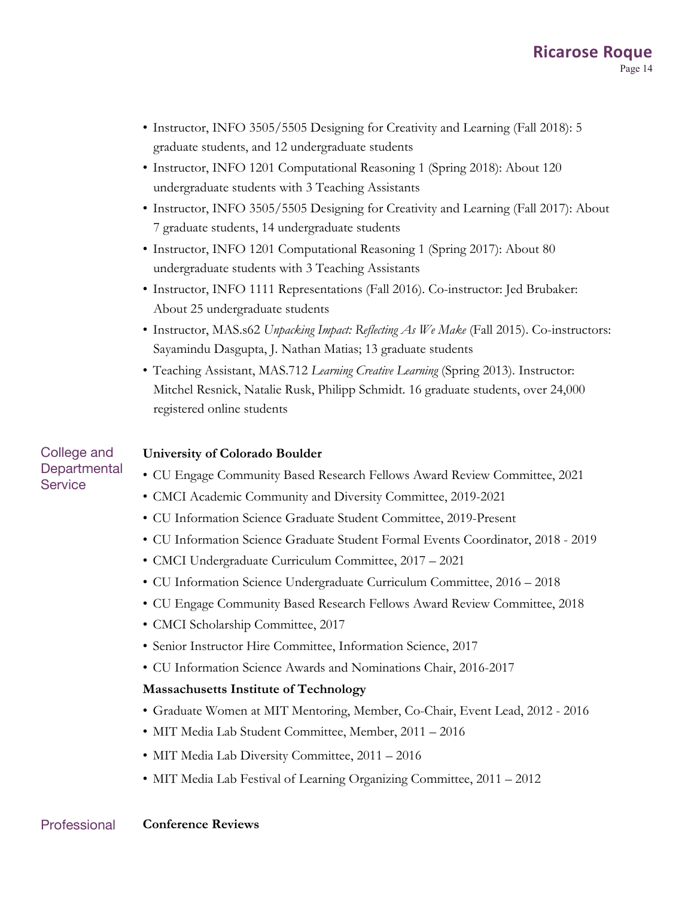- Instructor, INFO 3505/5505 Designing for Creativity and Learning (Fall 2018): 5 graduate students, and 12 undergraduate students
- Instructor, INFO 1201 Computational Reasoning 1 (Spring 2018): About 120 undergraduate students with 3 Teaching Assistants
- Instructor, INFO 3505/5505 Designing for Creativity and Learning (Fall 2017): About 7 graduate students, 14 undergraduate students
- Instructor, INFO 1201 Computational Reasoning 1 (Spring 2017): About 80 undergraduate students with 3 Teaching Assistants
- Instructor, INFO 1111 Representations (Fall 2016). Co-instructor: Jed Brubaker: About 25 undergraduate students
- Instructor, MAS.s62 *Unpacking Impact: Reflecting As We Make* (Fall 2015). Co-instructors: Sayamindu Dasgupta, J. Nathan Matias; 13 graduate students
- Teaching Assistant, MAS.712 *Learning Creative Learning* (Spring 2013). Instructor: Mitchel Resnick, Natalie Rusk, Philipp Schmidt. 16 graduate students, over 24,000 registered online students

## College and Departmental Service

**University of Colorado Boulder**

- CU Engage Community Based Research Fellows Award Review Committee, 2021
- CMCI Academic Community and Diversity Committee, 2019-2021
- CU Information Science Graduate Student Committee, 2019-Present
- CU Information Science Graduate Student Formal Events Coordinator, 2018 - 2019
- CMCI Undergraduate Curriculum Committee, 2017 – 2021
- CU Information Science Undergraduate Curriculum Committee, 2016 – 2018
- CU Engage Community Based Research Fellows Award Review Committee, 2018
- CMCI Scholarship Committee, 2017
- Senior Instructor Hire Committee, Information Science, 2017
- CU Information Science Awards and Nominations Chair, 2016-2017

**Massachusetts Institute of Technology**

- Graduate Women at MIT Mentoring, Member, Co-Chair, Event Lead, 2012 - 2016
- MIT Media Lab Student Committee, Member, 2011 – 2016
- MIT Media Lab Diversity Committee, 2011 – 2016
- MIT Media Lab Festival of Learning Organizing Committee, 2011 – 2012

## Professional

**Conference Reviews**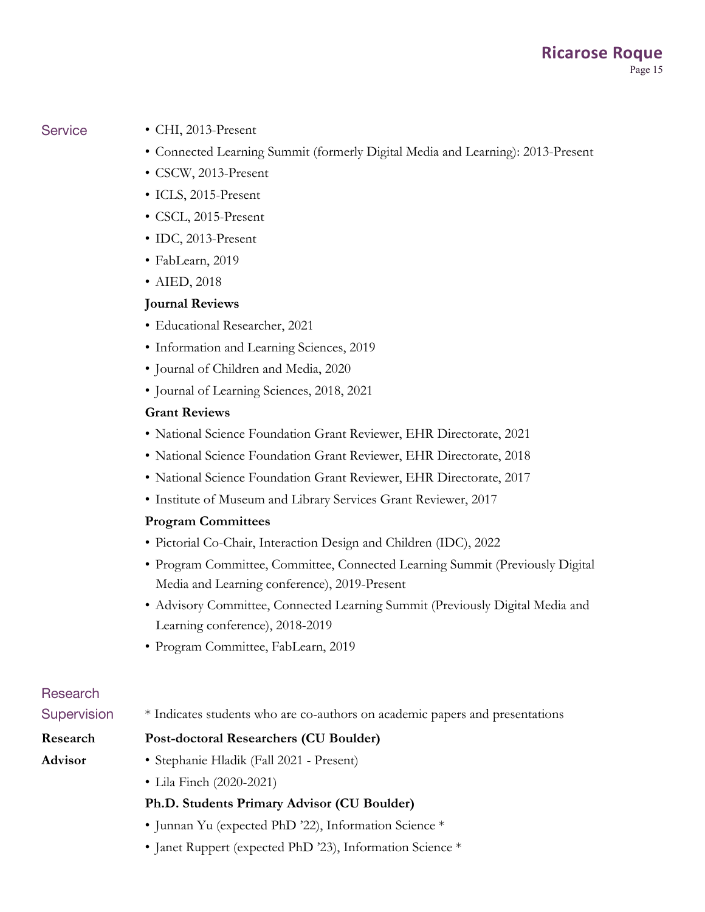## Service

- CHI, 2013-Present
- Connected Learning Summit (formerly Digital Media and Learning): 2013-Present
- CSCW, 2013-Present
- ICLS, 2015-Present
- CSCL, 2015-Present
- IDC, 2013-Present
- FabLearn, 2019
- AIED, 2018

**Journal Reviews**

- Educational Researcher, 2021
- Information and Learning Sciences, 2019
- Journal of Children and Media, 2020
- Journal of Learning Sciences, 2018, 2021

**Grant Reviews**

- National Science Foundation Grant Reviewer, EHR Directorate, 2021
- National Science Foundation Grant Reviewer, EHR Directorate, 2018
- National Science Foundation Grant Reviewer, EHR Directorate, 2017
- Institute of Museum and Library Services Grant Reviewer, 2017

**Program Committees**

- Pictorial Co-Chair, Interaction Design and Children (IDC), 2022
- Program Committee, Committee, Connected Learning Summit (Previously Digital Media and Learning conference), 2019-Present
- Advisory Committee, Connected Learning Summit (Previously Digital Media and Learning conference), 2018-2019
- Program Committee, FabLearn, 2019

## Research Supervision

\* Indicates students who are co-authors on academic papers and presentations

### Research Advisor

**Post-doctoral Researchers (CU Boulder)**

- Stephanie Hladik (Fall 2021 - Present)
- Lila Finch (2020-2021)

**Ph.D. Students Primary Advisor (CU Boulder)**

- Junnan Yu (expected PhD '22), Information Science *
- Janet Ruppert (expected PhD '23), Information Science *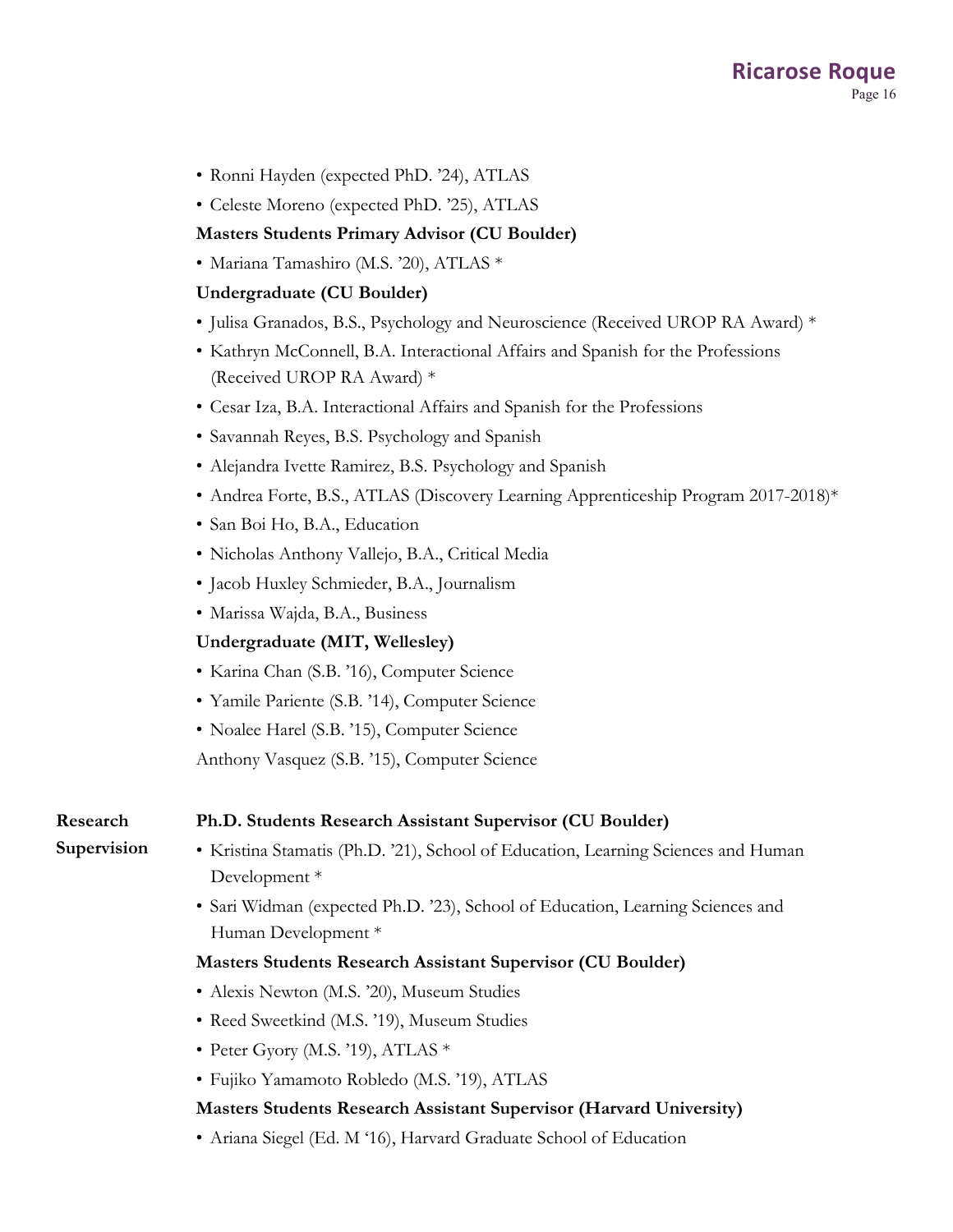- Ronni Hayden (expected PhD. '24), ATLAS
- Celeste Moreno (expected PhD. '25), ATLAS

**Masters Students Primary Advisor (CU Boulder)**

- Mariana Tamashiro (M.S. '20), ATLAS *

**Undergraduate (CU Boulder)**

- Julisa Granados, B.S., Psychology and Neuroscience (Received UROP RA Award) *
- Kathryn McConnell, B.A. Interactional Affairs and Spanish for the Professions (Received UROP RA Award) *
- Cesar Iza, B.A. Interactional Affairs and Spanish for the Professions
- Savannah Reyes, B.S. Psychology and Spanish
- Alejandra Ivette Ramirez, B.S. Psychology and Spanish
- Andrea Forte, B.S., ATLAS (Discovery Learning Apprenticeship Program 2017-2018)*
- San Boi Ho, B.A., Education
- Nicholas Anthony Vallejo, B.A., Critical Media
- Jacob Huxley Schmieder, B.A., Journalism
- Marissa Wajda, B.A., Business

**Undergraduate (MIT, Wellesley)**

- Karina Chan (S.B. '16), Computer Science
- Yamile Pariente (S.B. '14), Computer Science
- Noalee Harel (S.B. '15), Computer Science

Anthony Vasquez (S.B. '15), Computer Science

## Research Supervision

**Ph.D. Students Research Assistant Supervisor (CU Boulder)**

- Kristina Stamatis (Ph.D. '21), School of Education, Learning Sciences and Human Development *
- Sari Widman (expected Ph.D. '23), School of Education, Learning Sciences and Human Development *

**Masters Students Research Assistant Supervisor (CU Boulder)**

- Alexis Newton (M.S. '20), Museum Studies
- Reed Sweetkind (M.S. '19), Museum Studies
- Peter Gyory (M.S. '19), ATLAS *
- Fujiko Yamamoto Robledo (M.S. '19), ATLAS

**Masters Students Research Assistant Supervisor (Harvard University)**

- Ariana Siegel (Ed. M '16), Harvard Graduate School of Education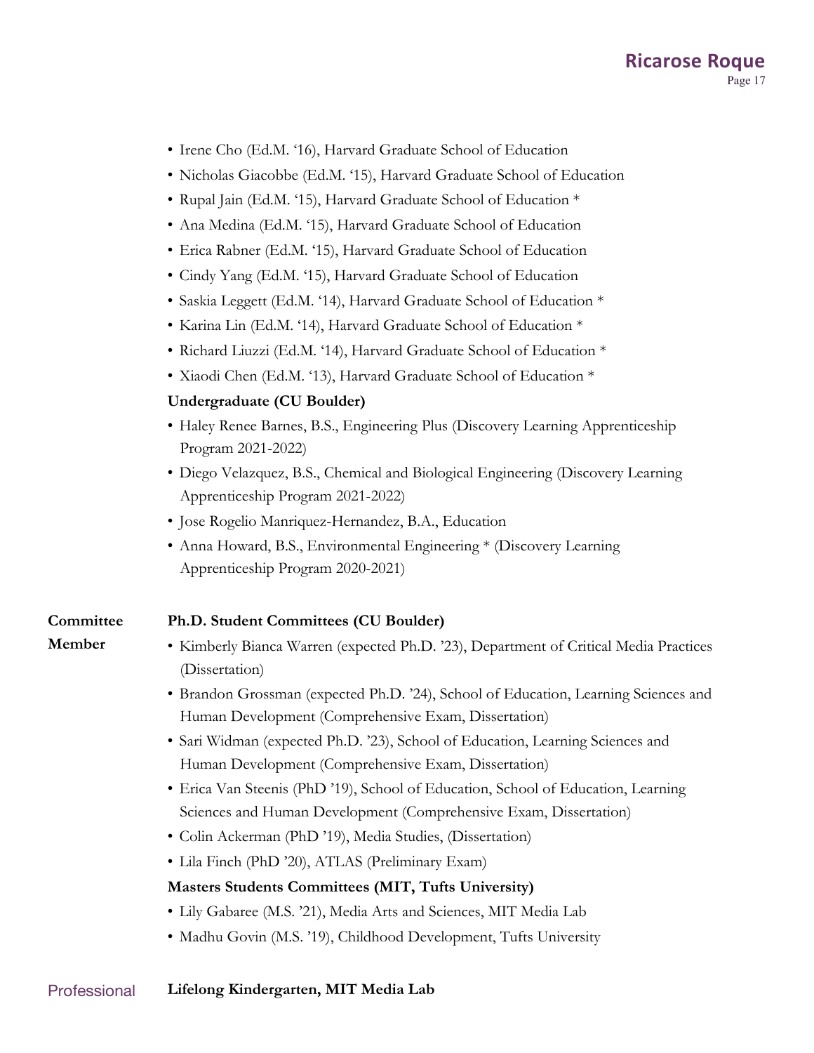- Irene Cho (Ed.M. '16), Harvard Graduate School of Education
- Nicholas Giacobbe (Ed.M. '15), Harvard Graduate School of Education
- Rupal Jain (Ed.M. '15), Harvard Graduate School of Education *
- Ana Medina (Ed.M. '15), Harvard Graduate School of Education
- Erica Rabner (Ed.M. '15), Harvard Graduate School of Education
- Cindy Yang (Ed.M. '15), Harvard Graduate School of Education
- Saskia Leggett (Ed.M. '14), Harvard Graduate School of Education *
- Karina Lin (Ed.M. '14), Harvard Graduate School of Education *
- Richard Liuzzi (Ed.M. '14), Harvard Graduate School of Education *
- Xiaodi Chen (Ed.M. '13), Harvard Graduate School of Education *

**Undergraduate (CU Boulder)**

- Haley Renee Barnes, B.S., Engineering Plus (Discovery Learning Apprenticeship Program 2021-2022)
- Diego Velazquez, B.S., Chemical and Biological Engineering (Discovery Learning Apprenticeship Program 2021-2022)
- Jose Rogelio Manriquez-Hernandez, B.A., Education
- Anna Howard, B.S., Environmental Engineering * (Discovery Learning Apprenticeship Program 2020-2021)

## Committee Member

**Ph.D. Student Committees (CU Boulder)**

- Kimberly Bianca Warren (expected Ph.D. '23), Department of Critical Media Practices (Dissertation)
- Brandon Grossman (expected Ph.D. '24), School of Education, Learning Sciences and Human Development (Comprehensive Exam, Dissertation)
- Sari Widman (expected Ph.D. '23), School of Education, Learning Sciences and Human Development (Comprehensive Exam, Dissertation)
- Erica Van Steenis (PhD '19), School of Education, School of Education, Learning Sciences and Human Development (Comprehensive Exam, Dissertation)
- Colin Ackerman (PhD '19), Media Studies, (Dissertation)
- Lila Finch (PhD '20), ATLAS (Preliminary Exam)

**Masters Students Committees (MIT, Tufts University)**

- Lily Gabaree (M.S. '21), Media Arts and Sciences, MIT Media Lab
- Madhu Govin (M.S. '19), Childhood Development, Tufts University

## Professional

**Lifelong Kindergarten, MIT Media Lab**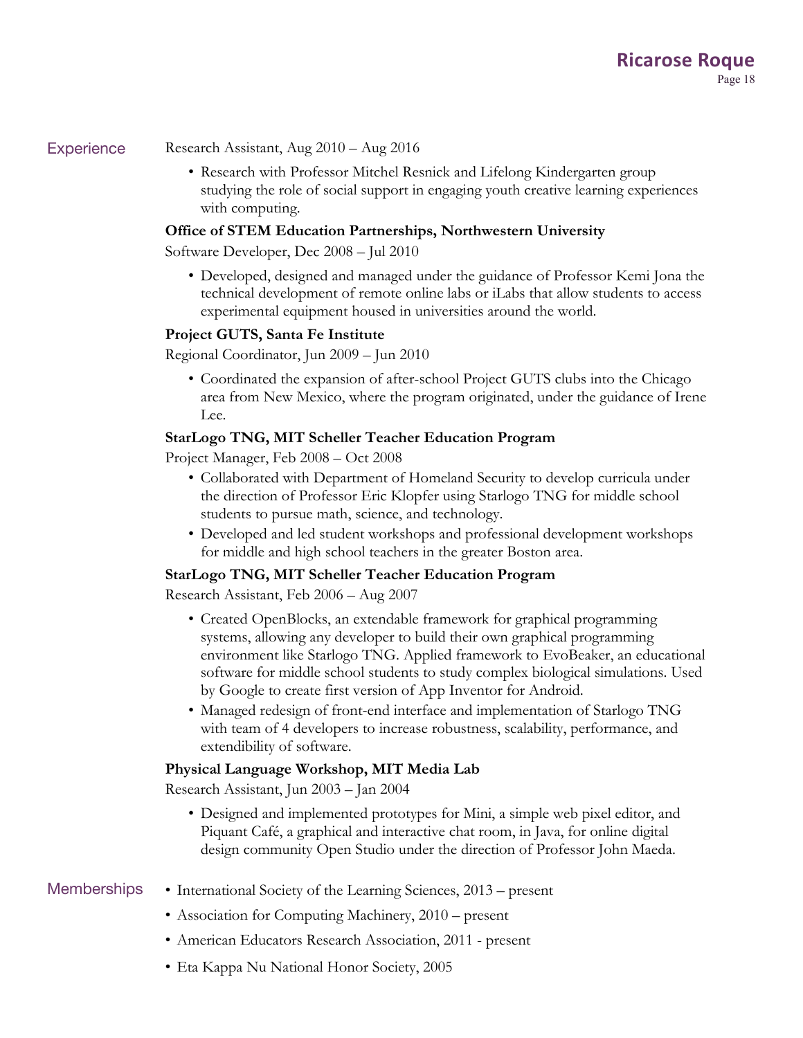## Experience

Research Assistant, Aug 2010 – Aug 2016

- Research with Professor Mitchel Resnick and Lifelong Kindergarten group studying the role of social support in engaging youth creative learning experiences with computing.

**Office of STEM Education Partnerships, Northwestern University**

Software Developer, Dec 2008 – Jul 2010

- Developed, designed and managed under the guidance of Professor Kemi Jona the technical development of remote online labs or iLabs that allow students to access experimental equipment housed in universities around the world.

**Project GUTS, Santa Fe Institute**

Regional Coordinator, Jun 2009 – Jun 2010

- Coordinated the expansion of after-school Project GUTS clubs into the Chicago area from New Mexico, where the program originated, under the guidance of Irene Lee.

**StarLogo TNG, MIT Scheller Teacher Education Program**

Project Manager, Feb 2008 – Oct 2008

- Collaborated with Department of Homeland Security to develop curricula under the direction of Professor Eric Klopfer using Starlogo TNG for middle school students to pursue math, science, and technology.
- Developed and led student workshops and professional development workshops for middle and high school teachers in the greater Boston area.

**StarLogo TNG, MIT Scheller Teacher Education Program**

Research Assistant, Feb 2006 – Aug 2007

- Created OpenBlocks, an extendable framework for graphical programming systems, allowing any developer to build their own graphical programming environment like Starlogo TNG. Applied framework to EvoBeaker, an educational software for middle school students to study complex biological simulations. Used by Google to create first version of App Inventor for Android.
- Managed redesign of front-end interface and implementation of Starlogo TNG with team of 4 developers to increase robustness, scalability, performance, and extendibility of software.

**Physical Language Workshop, MIT Media Lab**

Research Assistant, Jun 2003 – Jan 2004

- Designed and implemented prototypes for Mini, a simple web pixel editor, and Piquant Café, a graphical and interactive chat room, in Java, for online digital design community Open Studio under the direction of Professor John Maeda.

## Memberships

- International Society of the Learning Sciences, 2013 – present
- Association for Computing Machinery, 2010 – present
- American Educators Research Association, 2011 - present
- Eta Kappa Nu National Honor Society, 2005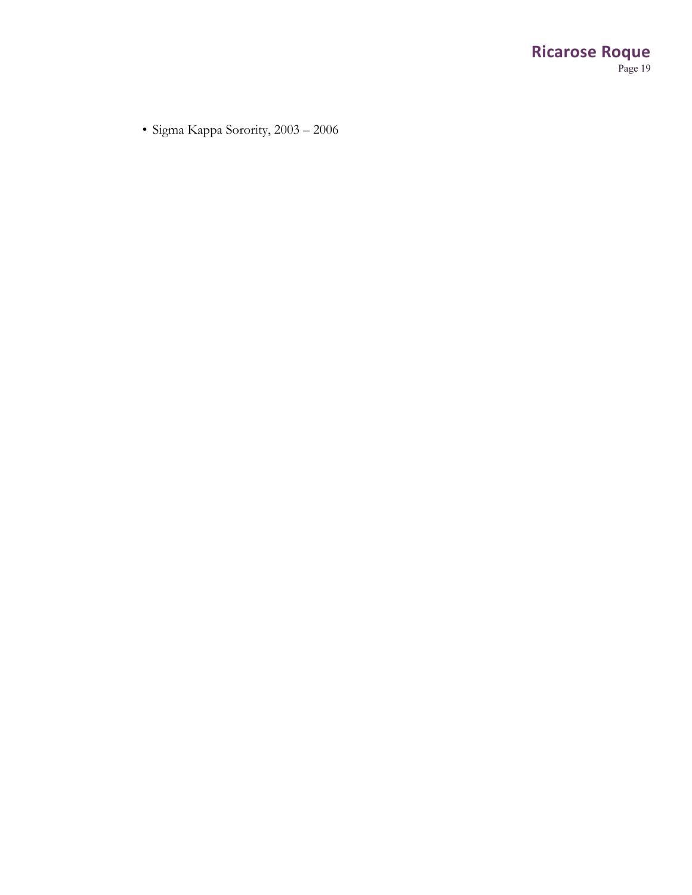- Sigma Kappa Sorority, 2003 – 2006